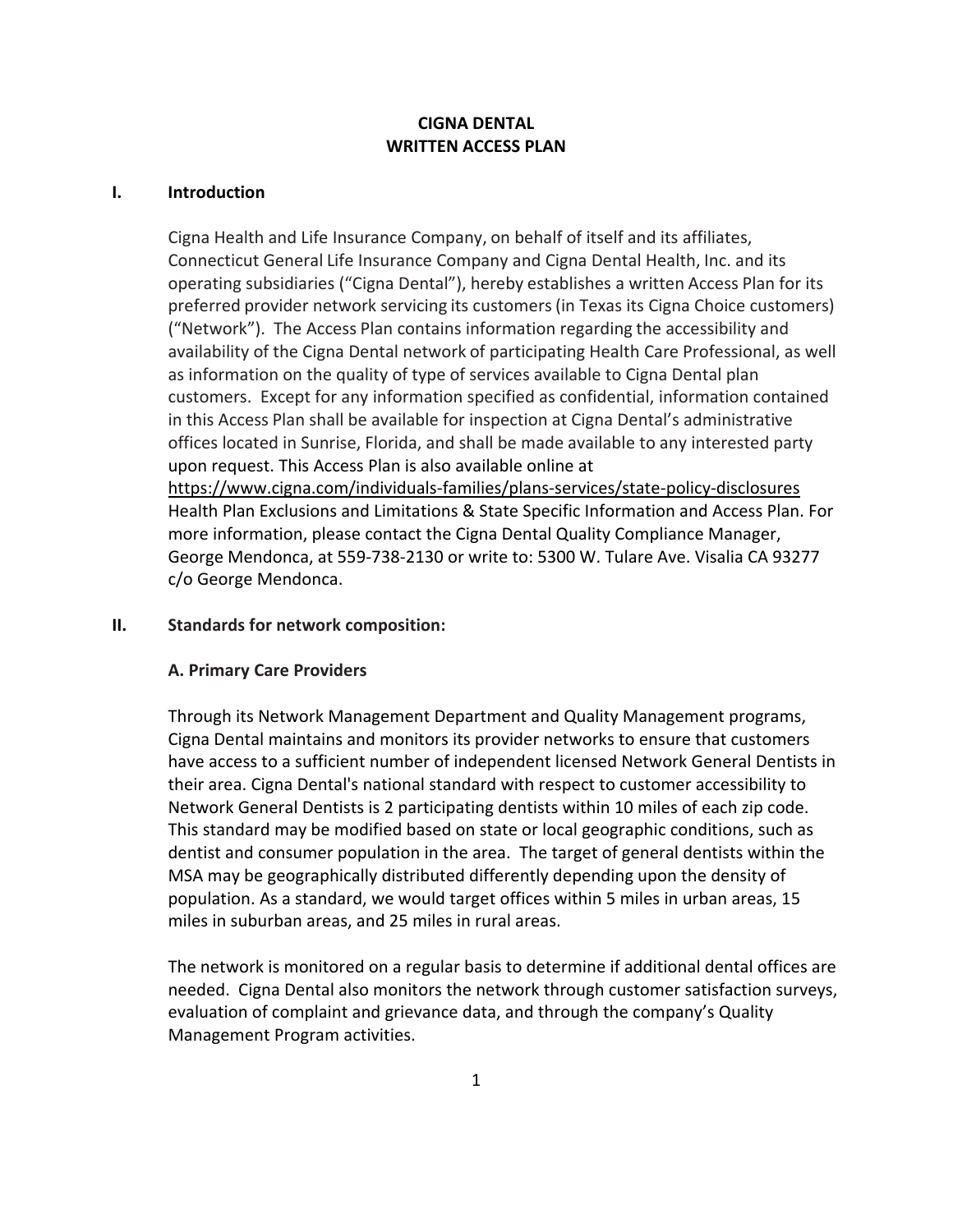# CIGNA DENTAL
# WRITTEN ACCESS PLAN

## I. Introduction

Cigna Health and Life Insurance Company, on behalf of itself and its affiliates, Connecticut General Life Insurance Company and Cigna Dental Health, Inc. and its operating subsidiaries ("Cigna Dental"), hereby establishes a written Access Plan for its preferred provider network servicing its customers (in Texas its Cigna Choice customers) ("Network"). The Access Plan contains information regarding the accessibility and availability of the Cigna Dental network of participating Health Care Professional, as well as information on the quality of type of services available to Cigna Dental plan customers. Except for any information specified as confidential, information contained in this Access Plan shall be available for inspection at Cigna Dental's administrative offices located in Sunrise, Florida, and shall be made available to any interested party upon request. This Access Plan is also available online at https://www.cigna.com/individuals-families/plans-services/state-policy-disclosures Health Plan Exclusions and Limitations & State Specific Information and Access Plan. For more information, please contact the Cigna Dental Quality Compliance Manager, George Mendonca, at 559-738-2130 or write to: 5300 W. Tulare Ave. Visalia CA 93277 c/o George Mendonca.

## II. Standards for network composition:

### A. Primary Care Providers

Through its Network Management Department and Quality Management programs, Cigna Dental maintains and monitors its provider networks to ensure that customers have access to a sufficient number of independent licensed Network General Dentists in their area. Cigna Dental's national standard with respect to customer accessibility to Network General Dentists is 2 participating dentists within 10 miles of each zip code. This standard may be modified based on state or local geographic conditions, such as dentist and consumer population in the area. The target of general dentists within the MSA may be geographically distributed differently depending upon the density of population. As a standard, we would target offices within 5 miles in urban areas, 15 miles in suburban areas, and 25 miles in rural areas.

The network is monitored on a regular basis to determine if additional dental offices are needed. Cigna Dental also monitors the network through customer satisfaction surveys, evaluation of complaint and grievance data, and through the company's Quality Management Program activities.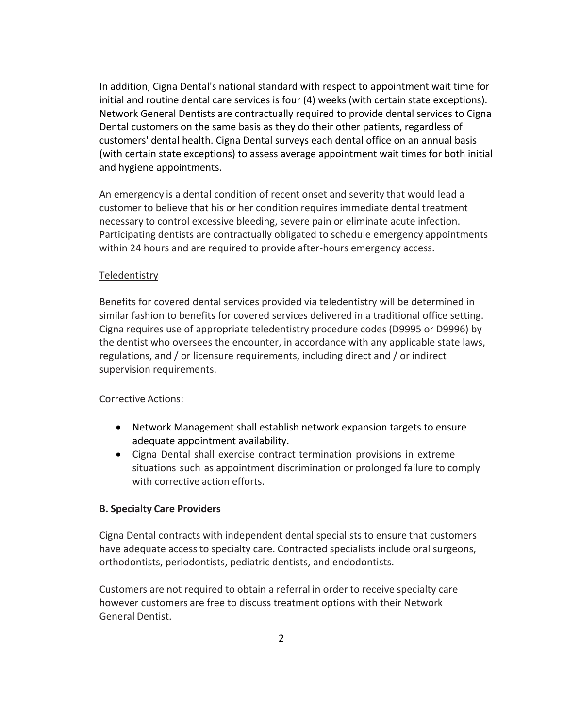In addition, Cigna Dental's national standard with respect to appointment wait time for initial and routine dental care services is four (4) weeks (with certain state exceptions). Network General Dentists are contractually required to provide dental services to Cigna Dental customers on the same basis as they do their other patients, regardless of customers' dental health. Cigna Dental surveys each dental office on an annual basis (with certain state exceptions) to assess average appointment wait times for both initial and hygiene appointments.

An emergency is a dental condition of recent onset and severity that would lead a customer to believe that his or her condition requires immediate dental treatment necessary to control excessive bleeding, severe pain or eliminate acute infection. Participating dentists are contractually obligated to schedule emergency appointments within 24 hours and are required to provide after-hours emergency access.

Teledentistry

Benefits for covered dental services provided via teledentistry will be determined in similar fashion to benefits for covered services delivered in a traditional office setting. Cigna requires use of appropriate teledentistry procedure codes (D9995 or D9996) by the dentist who oversees the encounter, in accordance with any applicable state laws, regulations, and / or licensure requirements, including direct and / or indirect supervision requirements.

Corrective Actions:

- Network Management shall establish network expansion targets to ensure adequate appointment availability.
- Cigna Dental shall exercise contract termination provisions in extreme situations such as appointment discrimination or prolonged failure to comply with corrective action efforts.

**B. Specialty Care Providers**

Cigna Dental contracts with independent dental specialists to ensure that customers have adequate access to specialty care. Contracted specialists include oral surgeons, orthodontists, periodontists, pediatric dentists, and endodontists.

Customers are not required to obtain a referral in order to receive specialty care however customers are free to discuss treatment options with their Network General Dentist.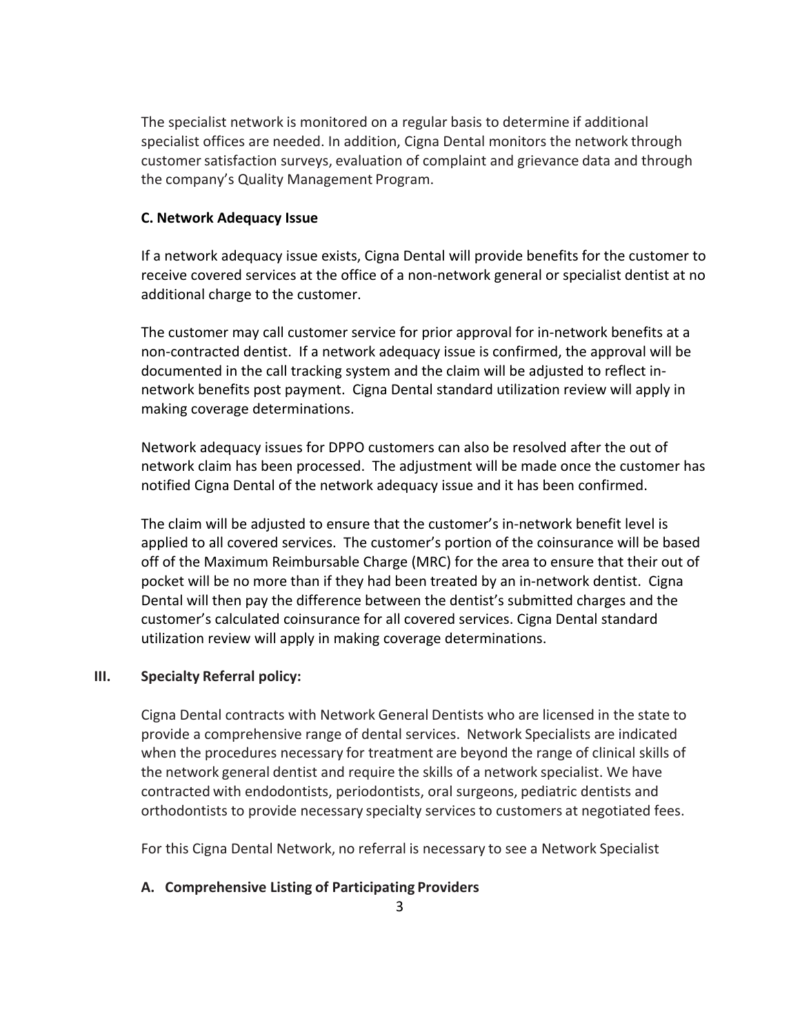The specialist network is monitored on a regular basis to determine if additional specialist offices are needed. In addition, Cigna Dental monitors the network through customer satisfaction surveys, evaluation of complaint and grievance data and through the company's Quality Management Program.

### C. Network Adequacy Issue

If a network adequacy issue exists, Cigna Dental will provide benefits for the customer to receive covered services at the office of a non-network general or specialist dentist at no additional charge to the customer.

The customer may call customer service for prior approval for in-network benefits at a non-contracted dentist. If a network adequacy issue is confirmed, the approval will be documented in the call tracking system and the claim will be adjusted to reflect in-network benefits post payment. Cigna Dental standard utilization review will apply in making coverage determinations.

Network adequacy issues for DPPO customers can also be resolved after the out of network claim has been processed. The adjustment will be made once the customer has notified Cigna Dental of the network adequacy issue and it has been confirmed.

The claim will be adjusted to ensure that the customer's in-network benefit level is applied to all covered services. The customer's portion of the coinsurance will be based off of the Maximum Reimbursable Charge (MRC) for the area to ensure that their out of pocket will be no more than if they had been treated by an in-network dentist. Cigna Dental will then pay the difference between the dentist's submitted charges and the customer's calculated coinsurance for all covered services. Cigna Dental standard utilization review will apply in making coverage determinations.

## III. Specialty Referral policy:

Cigna Dental contracts with Network General Dentists who are licensed in the state to provide a comprehensive range of dental services. Network Specialists are indicated when the procedures necessary for treatment are beyond the range of clinical skills of the network general dentist and require the skills of a network specialist. We have contracted with endodontists, periodontists, oral surgeons, pediatric dentists and orthodontists to provide necessary specialty services to customers at negotiated fees.

For this Cigna Dental Network, no referral is necessary to see a Network Specialist

### A. Comprehensive Listing of Participating Providers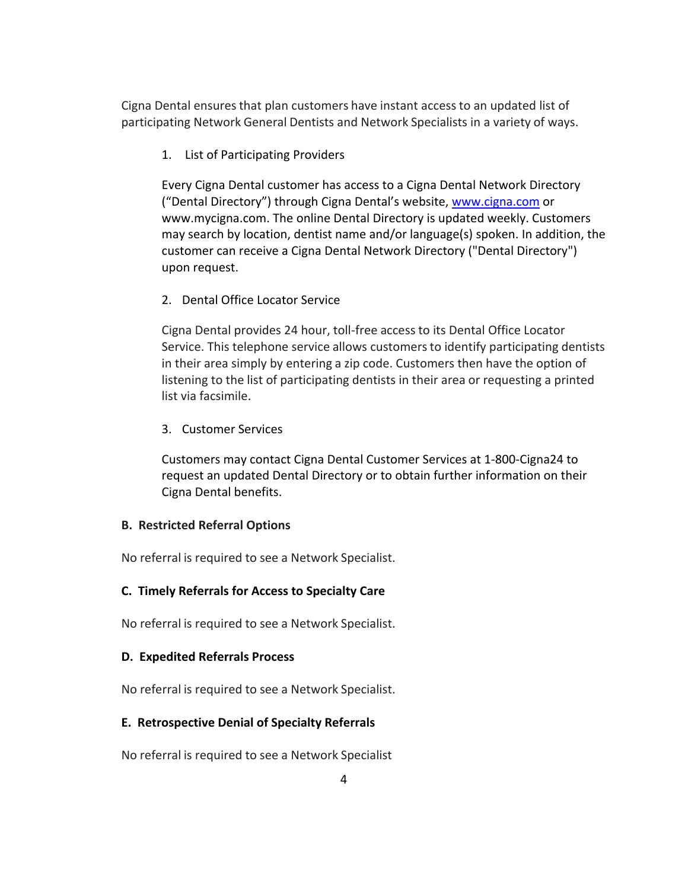Cigna Dental ensures that plan customers have instant access to an updated list of participating Network General Dentists and Network Specialists in a variety of ways.

1. List of Participating Providers

   Every Cigna Dental customer has access to a Cigna Dental Network Directory ("Dental Directory") through Cigna Dental's website, www.cigna.com or www.mycigna.com. The online Dental Directory is updated weekly. Customers may search by location, dentist name and/or language(s) spoken. In addition, the customer can receive a Cigna Dental Network Directory ("Dental Directory") upon request.

2. Dental Office Locator Service

   Cigna Dental provides 24 hour, toll-free access to its Dental Office Locator Service. This telephone service allows customers to identify participating dentists in their area simply by entering a zip code. Customers then have the option of listening to the list of participating dentists in their area or requesting a printed list via facsimile.

3. Customer Services

   Customers may contact Cigna Dental Customer Services at 1-800-Cigna24 to request an updated Dental Directory or to obtain further information on their Cigna Dental benefits.

**B. Restricted Referral Options**

No referral is required to see a Network Specialist.

**C. Timely Referrals for Access to Specialty Care**

No referral is required to see a Network Specialist.

**D. Expedited Referrals Process**

No referral is required to see a Network Specialist.

**E. Retrospective Denial of Specialty Referrals**

No referral is required to see a Network Specialist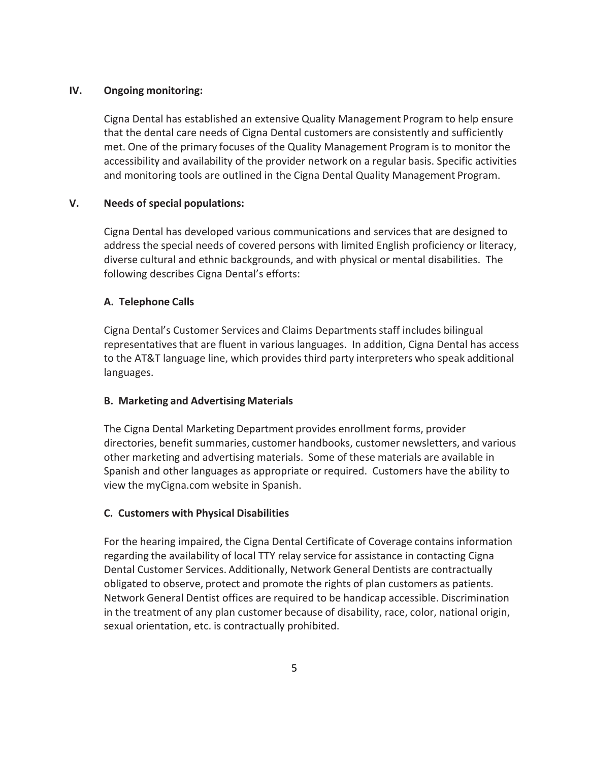## IV. Ongoing monitoring:

Cigna Dental has established an extensive Quality Management Program to help ensure that the dental care needs of Cigna Dental customers are consistently and sufficiently met. One of the primary focuses of the Quality Management Program is to monitor the accessibility and availability of the provider network on a regular basis. Specific activities and monitoring tools are outlined in the Cigna Dental Quality Management Program.

## V. Needs of special populations:

Cigna Dental has developed various communications and services that are designed to address the special needs of covered persons with limited English proficiency or literacy, diverse cultural and ethnic backgrounds, and with physical or mental disabilities. The following describes Cigna Dental's efforts:

### A. Telephone Calls

Cigna Dental's Customer Services and Claims Departments staff includes bilingual representatives that are fluent in various languages. In addition, Cigna Dental has access to the AT&T language line, which provides third party interpreters who speak additional languages.

### B. Marketing and Advertising Materials

The Cigna Dental Marketing Department provides enrollment forms, provider directories, benefit summaries, customer handbooks, customer newsletters, and various other marketing and advertising materials. Some of these materials are available in Spanish and other languages as appropriate or required. Customers have the ability to view the myCigna.com website in Spanish.

### C. Customers with Physical Disabilities

For the hearing impaired, the Cigna Dental Certificate of Coverage contains information regarding the availability of local TTY relay service for assistance in contacting Cigna Dental Customer Services. Additionally, Network General Dentists are contractually obligated to observe, protect and promote the rights of plan customers as patients. Network General Dentist offices are required to be handicap accessible. Discrimination in the treatment of any plan customer because of disability, race, color, national origin, sexual orientation, etc. is contractually prohibited.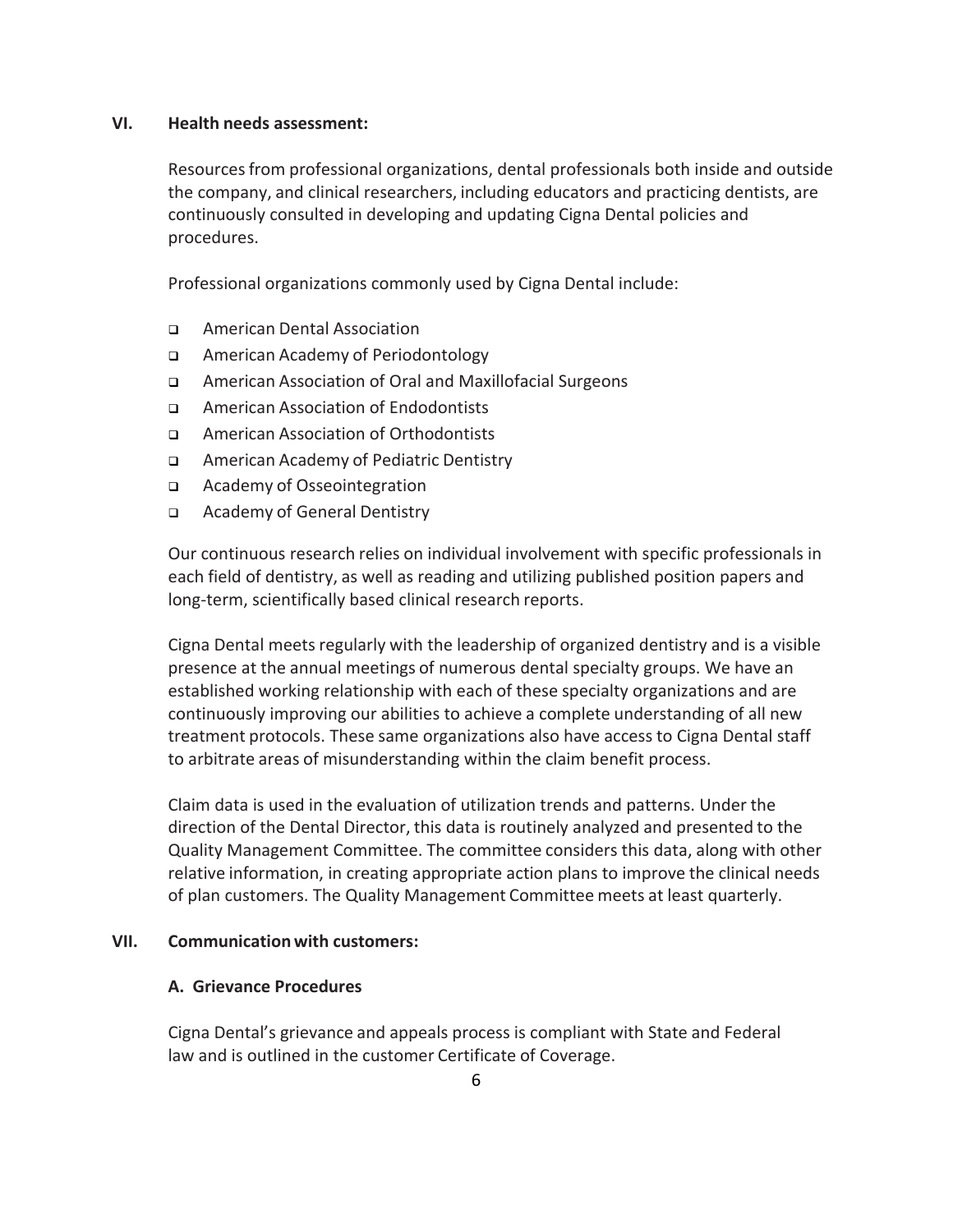## VI. Health needs assessment:

Resources from professional organizations, dental professionals both inside and outside the company, and clinical researchers, including educators and practicing dentists, are continuously consulted in developing and updating Cigna Dental policies and procedures.

Professional organizations commonly used by Cigna Dental include:

- American Dental Association
- American Academy of Periodontology
- American Association of Oral and Maxillofacial Surgeons
- American Association of Endodontists
- American Association of Orthodontists
- American Academy of Pediatric Dentistry
- Academy of Osseointegration
- Academy of General Dentistry

Our continuous research relies on individual involvement with specific professionals in each field of dentistry, as well as reading and utilizing published position papers and long-term, scientifically based clinical research reports.

Cigna Dental meets regularly with the leadership of organized dentistry and is a visible presence at the annual meetings of numerous dental specialty groups. We have an established working relationship with each of these specialty organizations and are continuously improving our abilities to achieve a complete understanding of all new treatment protocols. These same organizations also have access to Cigna Dental staff to arbitrate areas of misunderstanding within the claim benefit process.

Claim data is used in the evaluation of utilization trends and patterns. Under the direction of the Dental Director, this data is routinely analyzed and presented to the Quality Management Committee. The committee considers this data, along with other relative information, in creating appropriate action plans to improve the clinical needs of plan customers. The Quality Management Committee meets at least quarterly.

## VII. Communication with customers:

### A. Grievance Procedures

Cigna Dental's grievance and appeals process is compliant with State and Federal law and is outlined in the customer Certificate of Coverage.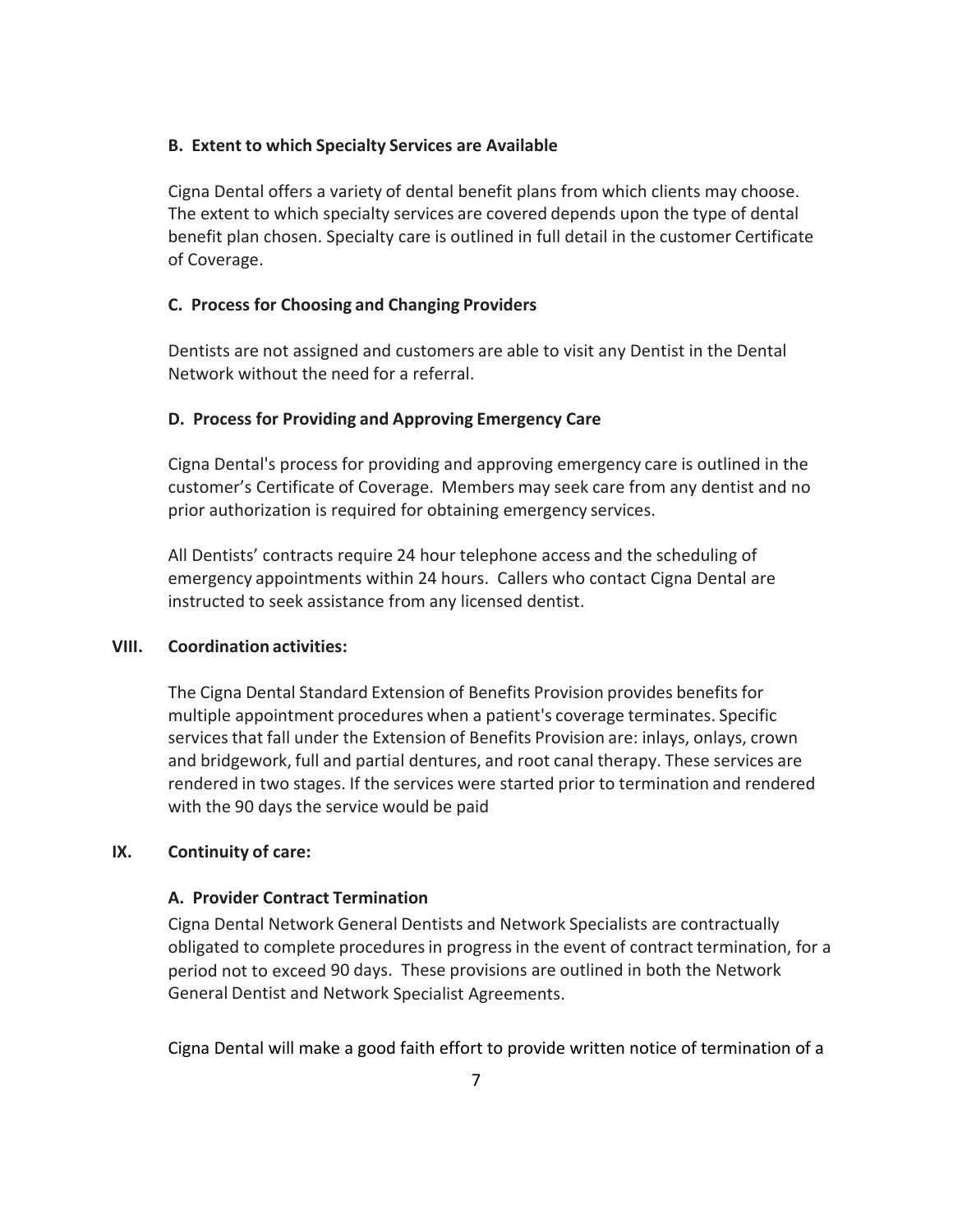### B. Extent to which Specialty Services are Available

Cigna Dental offers a variety of dental benefit plans from which clients may choose. The extent to which specialty services are covered depends upon the type of dental benefit plan chosen. Specialty care is outlined in full detail in the customer Certificate of Coverage.

### C. Process for Choosing and Changing Providers

Dentists are not assigned and customers are able to visit any Dentist in the Dental Network without the need for a referral.

### D. Process for Providing and Approving Emergency Care

Cigna Dental's process for providing and approving emergency care is outlined in the customer's Certificate of Coverage. Members may seek care from any dentist and no prior authorization is required for obtaining emergency services.

All Dentists' contracts require 24 hour telephone access and the scheduling of emergency appointments within 24 hours. Callers who contact Cigna Dental are instructed to seek assistance from any licensed dentist.

## VIII. Coordination activities:

The Cigna Dental Standard Extension of Benefits Provision provides benefits for multiple appointment procedures when a patient's coverage terminates. Specific services that fall under the Extension of Benefits Provision are: inlays, onlays, crown and bridgework, full and partial dentures, and root canal therapy. These services are rendered in two stages. If the services were started prior to termination and rendered with the 90 days the service would be paid

## IX. Continuity of care:

### A. Provider Contract Termination

Cigna Dental Network General Dentists and Network Specialists are contractually obligated to complete procedures in progress in the event of contract termination, for a period not to exceed 90 days. These provisions are outlined in both the Network General Dentist and Network Specialist Agreements.

Cigna Dental will make a good faith effort to provide written notice of termination of a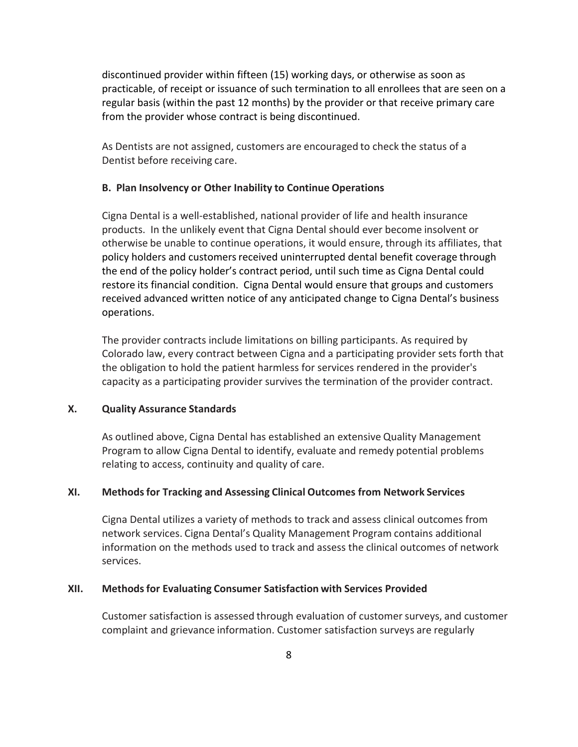discontinued provider within fifteen (15) working days, or otherwise as soon as practicable, of receipt or issuance of such termination to all enrollees that are seen on a regular basis (within the past 12 months) by the provider or that receive primary care from the provider whose contract is being discontinued.

As Dentists are not assigned, customers are encouraged to check the status of a Dentist before receiving care.

### B. Plan Insolvency or Other Inability to Continue Operations

Cigna Dental is a well-established, national provider of life and health insurance products. In the unlikely event that Cigna Dental should ever become insolvent or otherwise be unable to continue operations, it would ensure, through its affiliates, that policy holders and customers received uninterrupted dental benefit coverage through the end of the policy holder's contract period, until such time as Cigna Dental could restore its financial condition. Cigna Dental would ensure that groups and customers received advanced written notice of any anticipated change to Cigna Dental's business operations.

The provider contracts include limitations on billing participants. As required by Colorado law, every contract between Cigna and a participating provider sets forth that the obligation to hold the patient harmless for services rendered in the provider's capacity as a participating provider survives the termination of the provider contract.

## X. Quality Assurance Standards

As outlined above, Cigna Dental has established an extensive Quality Management Program to allow Cigna Dental to identify, evaluate and remedy potential problems relating to access, continuity and quality of care.

## XI. Methods for Tracking and Assessing Clinical Outcomes from Network Services

Cigna Dental utilizes a variety of methods to track and assess clinical outcomes from network services. Cigna Dental's Quality Management Program contains additional information on the methods used to track and assess the clinical outcomes of network services.

## XII. Methods for Evaluating Consumer Satisfaction with Services Provided

Customer satisfaction is assessed through evaluation of customer surveys, and customer complaint and grievance information. Customer satisfaction surveys are regularly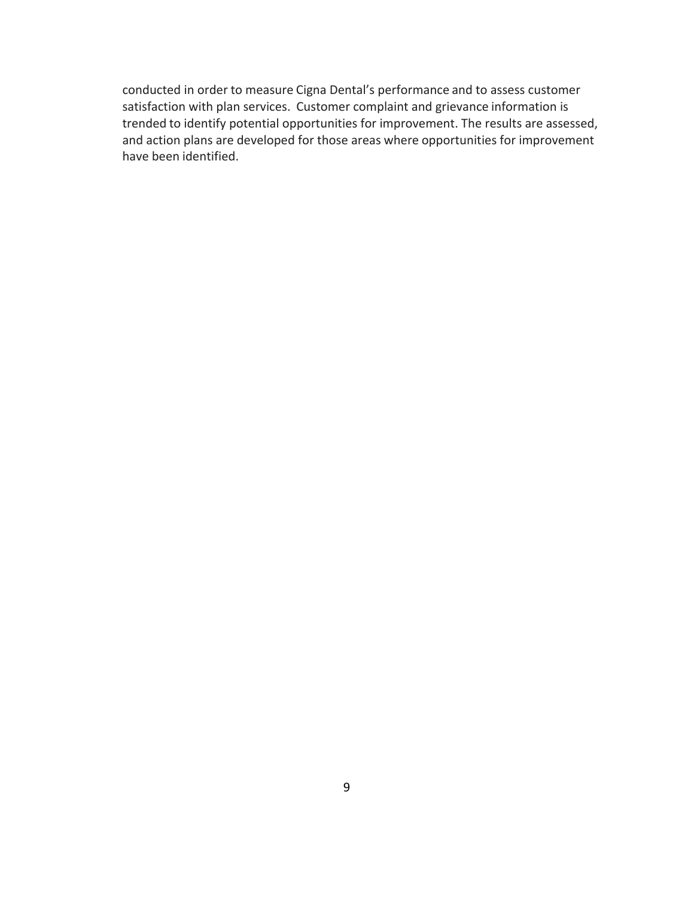conducted in order to measure Cigna Dental's performance and to assess customer satisfaction with plan services. Customer complaint and grievance information is trended to identify potential opportunities for improvement. The results are assessed, and action plans are developed for those areas where opportunities for improvement have been identified.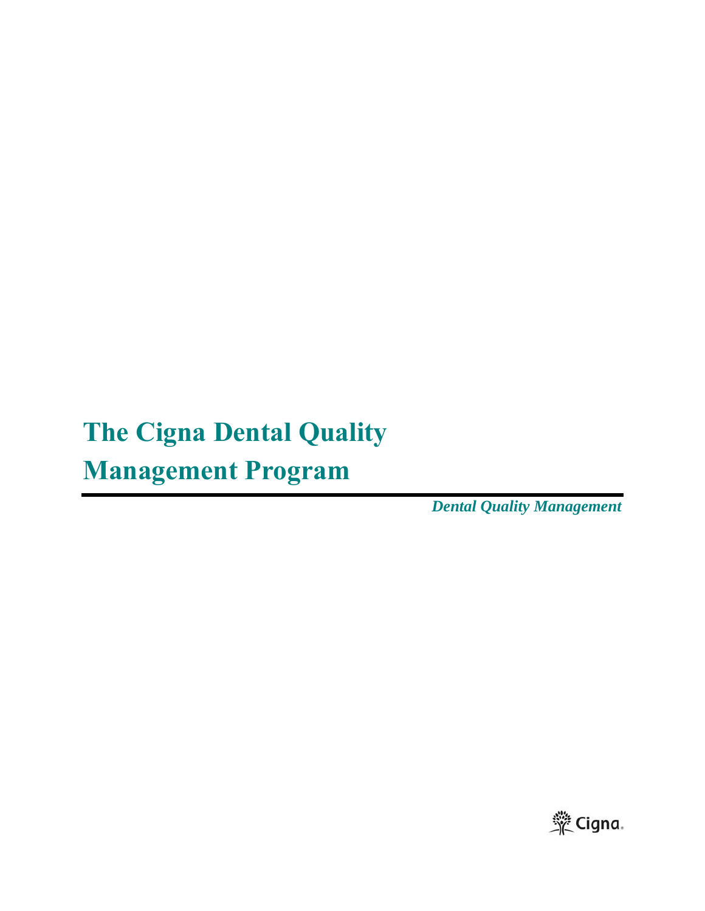# The Cigna Dental Quality Management Program

***Dental Quality Management***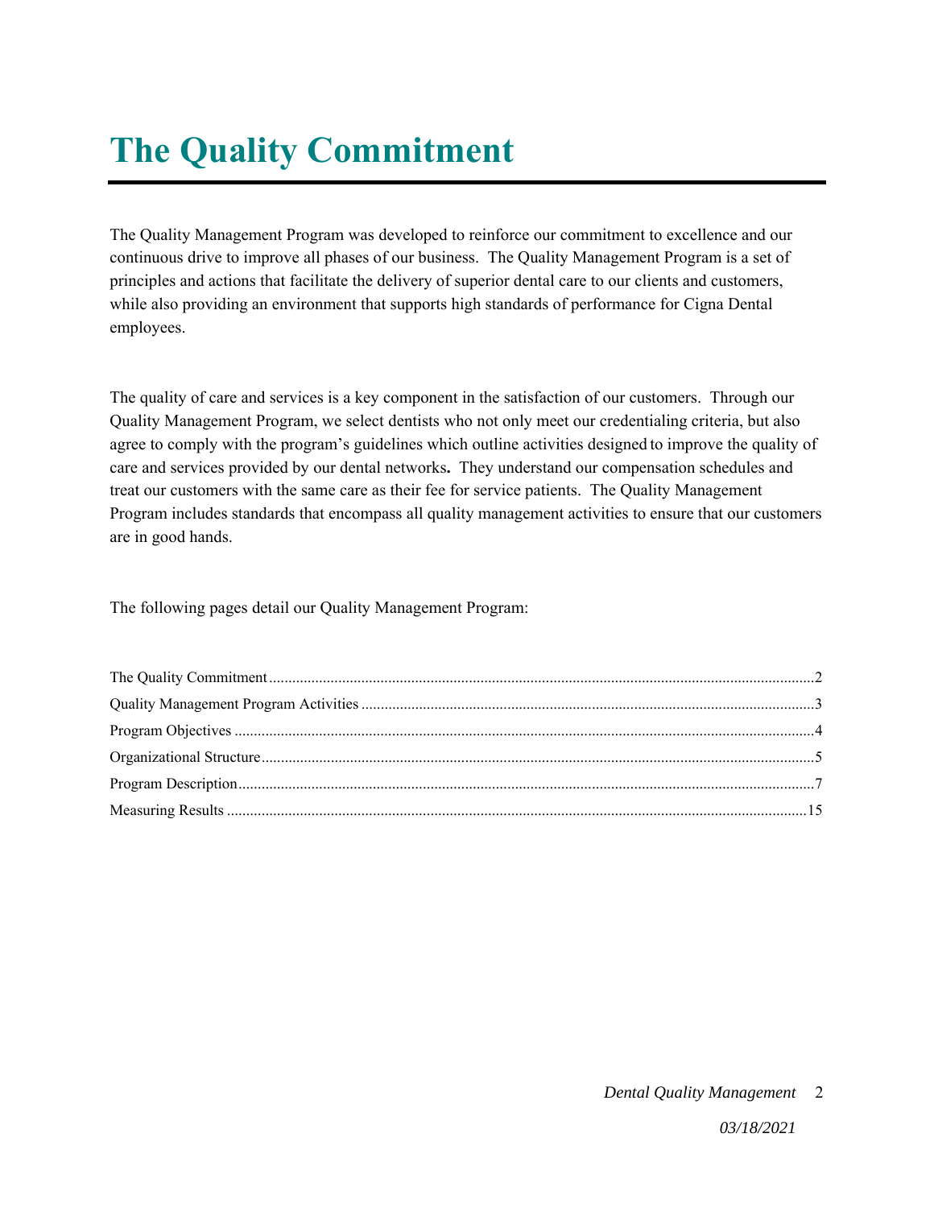# The Quality Commitment

The Quality Management Program was developed to reinforce our commitment to excellence and our continuous drive to improve all phases of our business. The Quality Management Program is a set of principles and actions that facilitate the delivery of superior dental care to our clients and customers, while also providing an environment that supports high standards of performance for Cigna Dental employees.

The quality of care and services is a key component in the satisfaction of our customers. Through our Quality Management Program, we select dentists who not only meet our credentialing criteria, but also agree to comply with the program's guidelines which outline activities designed to improve the quality of care and services provided by our dental networks**.** They understand our compensation schedules and treat our customers with the same care as their fee for service patients. The Quality Management Program includes standards that encompass all quality management activities to ensure that our customers are in good hands.

The following pages detail our Quality Management Program:

The Quality Commitment ........................................................ 2
Quality Management Program Activities ........................................................ 3
Program Objectives ........................................................ 4
Organizational Structure ........................................................ 5
Program Description ........................................................ 7
Measuring Results ........................................................ 15

*03/18/2021*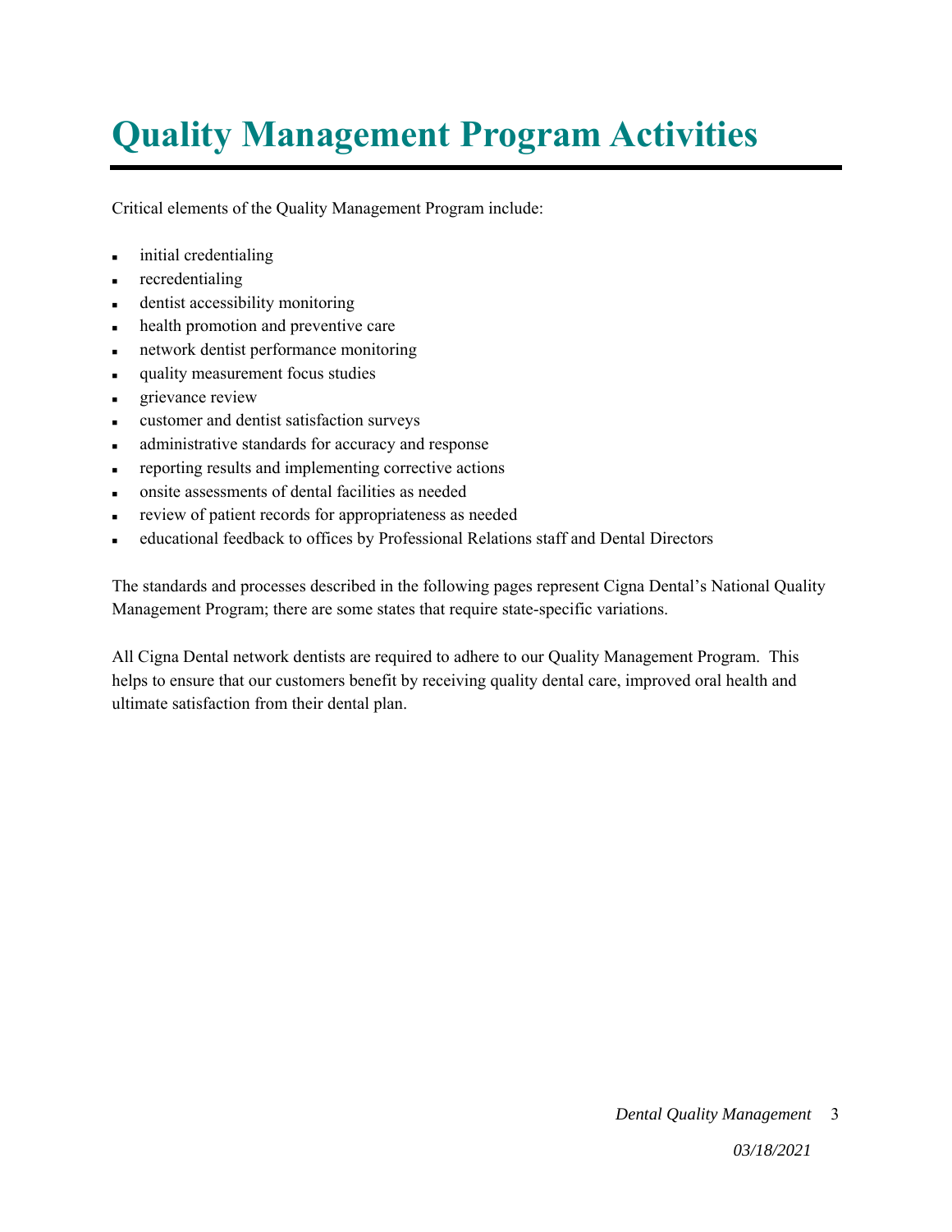# Quality Management Program Activities

Critical elements of the Quality Management Program include:

- initial credentialing
- recredentialing
- dentist accessibility monitoring
- health promotion and preventive care
- network dentist performance monitoring
- quality measurement focus studies
- grievance review
- customer and dentist satisfaction surveys
- administrative standards for accuracy and response
- reporting results and implementing corrective actions
- onsite assessments of dental facilities as needed
- review of patient records for appropriateness as needed
- educational feedback to offices by Professional Relations staff and Dental Directors

The standards and processes described in the following pages represent Cigna Dental's National Quality Management Program; there are some states that require state-specific variations.

All Cigna Dental network dentists are required to adhere to our Quality Management Program. This helps to ensure that our customers benefit by receiving quality dental care, improved oral health and ultimate satisfaction from their dental plan.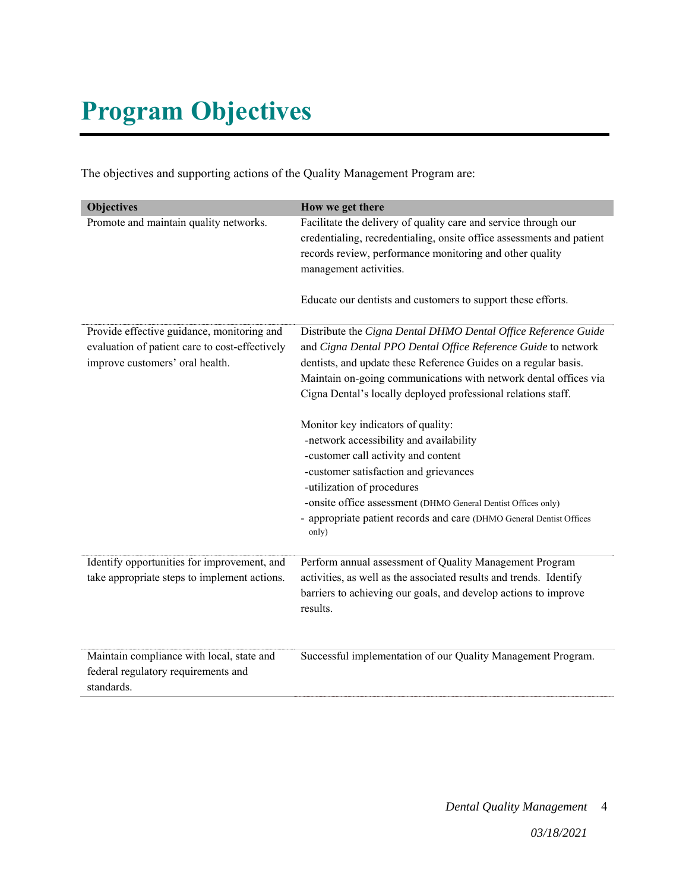# Program Objectives

The objectives and supporting actions of the Quality Management Program are:

| Objectives | How we get there |
|---|---|
| Promote and maintain quality networks. | Facilitate the delivery of quality care and service through our credentialing, recredentialing, onsite office assessments and patient records review, performance monitoring and other quality management activities.<br><br>Educate our dentists and customers to support these efforts. |
| Provide effective guidance, monitoring and evaluation of patient care to cost-effectively improve customers' oral health. | Distribute the *Cigna Dental DHMO Dental Office Reference Guide* and *Cigna Dental PPO Dental Office Reference Guide* to network dentists, and update these Reference Guides on a regular basis. Maintain on-going communications with network dental offices via Cigna Dental's locally deployed professional relations staff.<br><br>Monitor key indicators of quality:<br>-network accessibility and availability<br>-customer call activity and content<br>-customer satisfaction and grievances<br>-utilization of procedures<br>-onsite office assessment (DHMO General Dentist Offices only)<br>- appropriate patient records and care (DHMO General Dentist Offices only) |
| Identify opportunities for improvement, and take appropriate steps to implement actions. | Perform annual assessment of Quality Management Program activities, as well as the associated results and trends. Identify barriers to achieving our goals, and develop actions to improve results. |
| Maintain compliance with local, state and federal regulatory requirements and standards. | Successful implementation of our Quality Management Program. |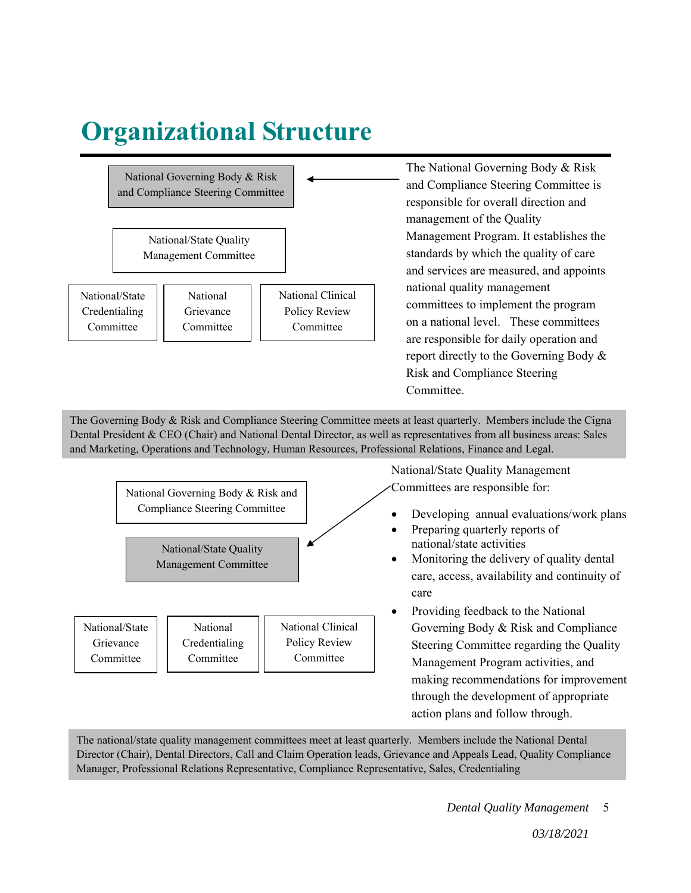# Organizational Structure

National Governing Body & Risk and Compliance Steering Committee

National/State Quality Management Committee

National/State Credentialing Committee | National Grievance Committee | National Clinical Policy Review Committee

The National Governing Body & Risk and Compliance Steering Committee is responsible for overall direction and management of the Quality Management Program. It establishes the standards by which the quality of care and services are measured, and appoints national quality management committees to implement the program on a national level. These committees are responsible for daily operation and report directly to the Governing Body & Risk and Compliance Steering Committee.

The Governing Body & Risk and Compliance Steering Committee meets at least quarterly. Members include the Cigna Dental President & CEO (Chair) and National Dental Director, as well as representatives from all business areas: Sales and Marketing, Operations and Technology, Human Resources, Professional Relations, Finance and Legal.

National Governing Body & Risk and Compliance Steering Committee

National/State Quality Management Committee

National/State Grievance Committee | National Credentialing Committee | National Clinical Policy Review Committee

National/State Quality Management Committees are responsible for:

- Developing annual evaluations/work plans
- Preparing quarterly reports of national/state activities
- Monitoring the delivery of quality dental care, access, availability and continuity of care
- Providing feedback to the National Governing Body & Risk and Compliance Steering Committee regarding the Quality Management Program activities, and making recommendations for improvement through the development of appropriate action plans and follow through.

The national/state quality management committees meet at least quarterly. Members include the National Dental Director (Chair), Dental Directors, Call and Claim Operation leads, Grievance and Appeals Lead, Quality Compliance Manager, Professional Relations Representative, Compliance Representative, Sales, Credentialing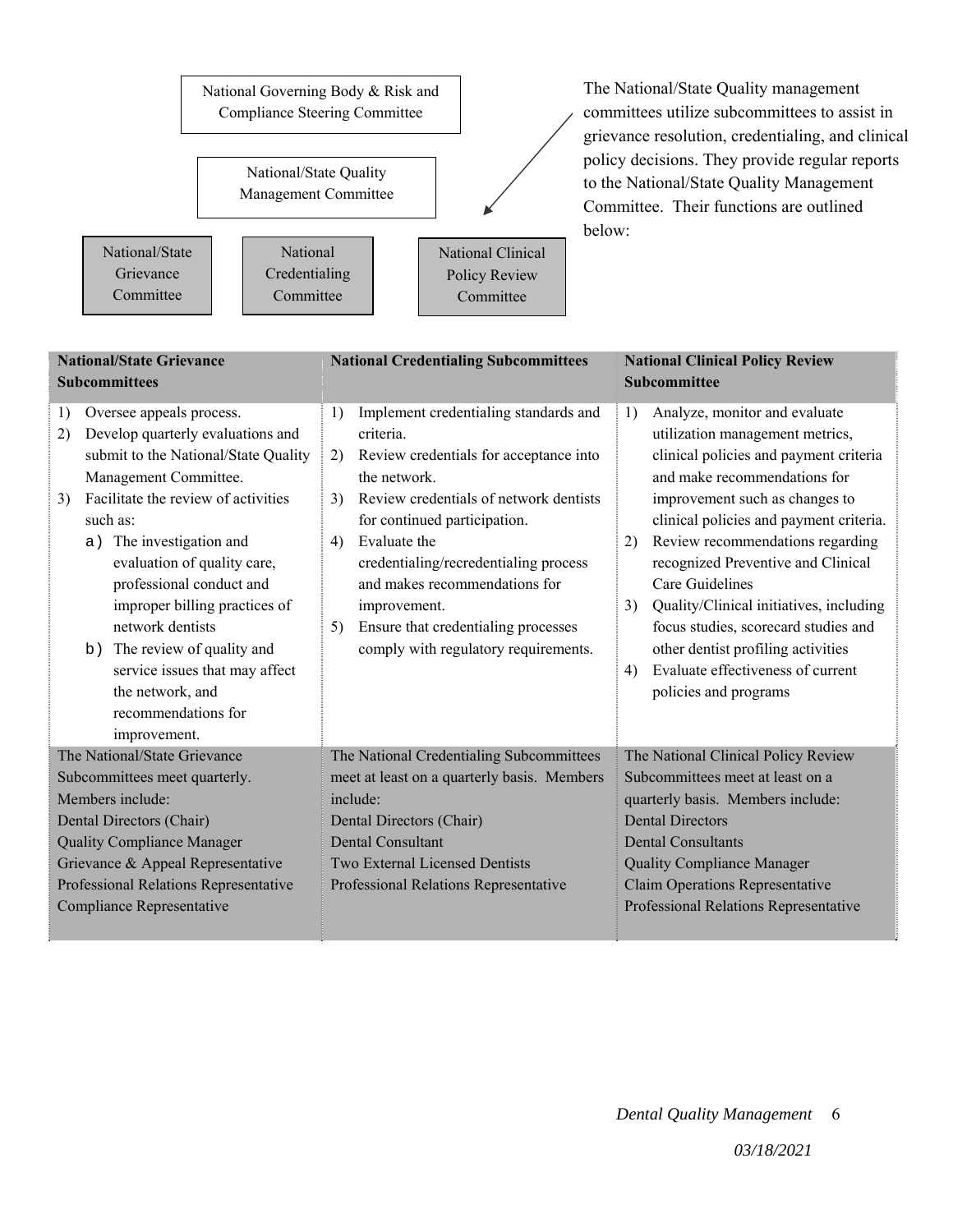National Governing Body & Risk and Compliance Steering Committee

National/State Quality Management Committee

National/State Grievance Committee | National Credentialing Committee | National Clinical Policy Review Committee

The National/State Quality management committees utilize subcommittees to assist in grievance resolution, credentialing, and clinical policy decisions. They provide regular reports to the National/State Quality Management Committee. Their functions are outlined below:

| National/State Grievance Subcommittees | National Credentialing Subcommittees | National Clinical Policy Review Subcommittee |
|---|---|---|
| 1) Oversee appeals process.<br>2) Develop quarterly evaluations and submit to the National/State Quality Management Committee.<br>3) Facilitate the review of activities such as:<br>a) The investigation and evaluation of quality care, professional conduct and improper billing practices of network dentists<br>b) The review of quality and service issues that may affect the network, and recommendations for improvement. | 1) Implement credentialing standards and criteria.<br>2) Review credentials for acceptance into the network.<br>3) Review credentials of network dentists for continued participation.<br>4) Evaluate the credentialing/recredentialing process and makes recommendations for improvement.<br>5) Ensure that credentialing processes comply with regulatory requirements. | 1) Analyze, monitor and evaluate utilization management metrics, clinical policies and payment criteria and make recommendations for improvement such as changes to clinical policies and payment criteria.<br>2) Review recommendations regarding recognized Preventive and Clinical Care Guidelines<br>3) Quality/Clinical initiatives, including focus studies, scorecard studies and other dentist profiling activities<br>4) Evaluate effectiveness of current policies and programs |
| The National/State Grievance Subcommittees meet quarterly. Members include:<br>Dental Directors (Chair)<br>Quality Compliance Manager<br>Grievance & Appeal Representative<br>Professional Relations Representative<br>Compliance Representative | The National Credentialing Subcommittees meet at least on a quarterly basis. Members include:<br>Dental Directors (Chair)<br>Dental Consultant<br>Two External Licensed Dentists<br>Professional Relations Representative | The National Clinical Policy Review Subcommittees meet at least on a quarterly basis. Members include:<br>Dental Directors<br>Dental Consultants<br>Quality Compliance Manager<br>Claim Operations Representative<br>Professional Relations Representative |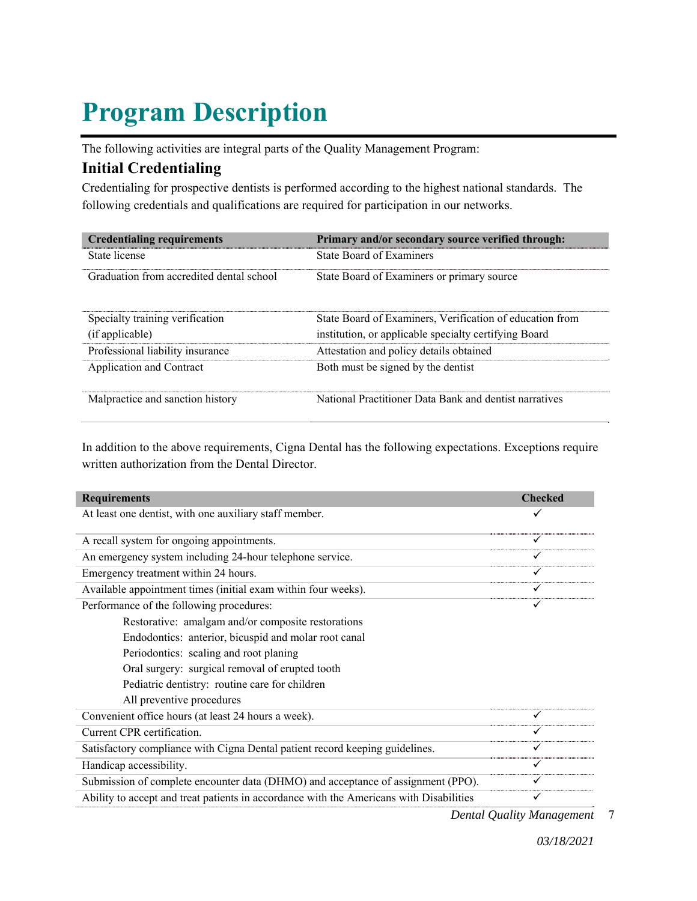# Program Description

The following activities are integral parts of the Quality Management Program:

## Initial Credentialing

Credentialing for prospective dentists is performed according to the highest national standards. The following credentials and qualifications are required for participation in our networks.

| Credentialing requirements | Primary and/or secondary source verified through: |
|---|---|
| State license | State Board of Examiners |
| Graduation from accredited dental school | State Board of Examiners or primary source |
| Specialty training verification (if applicable) | State Board of Examiners, Verification of education from institution, or applicable specialty certifying Board |
| Professional liability insurance | Attestation and policy details obtained |
| Application and Contract | Both must be signed by the dentist |
| Malpractice and sanction history | National Practitioner Data Bank and dentist narratives |

In addition to the above requirements, Cigna Dental has the following expectations. Exceptions require written authorization from the Dental Director.

| Requirements | Checked |
|---|---|
| At least one dentist, with one auxiliary staff member. | ✓ |
| A recall system for ongoing appointments. | ✓ |
| An emergency system including 24-hour telephone service. | ✓ |
| Emergency treatment within 24 hours. | ✓ |
| Available appointment times (initial exam within four weeks). | ✓ |
| Performance of the following procedures:<br>Restorative: amalgam and/or composite restorations<br>Endodontics: anterior, bicuspid and molar root canal<br>Periodontics: scaling and root planing<br>Oral surgery: surgical removal of erupted tooth<br>Pediatric dentistry: routine care for children<br>All preventive procedures | ✓ |
| Convenient office hours (at least 24 hours a week). | ✓ |
| Current CPR certification. | ✓ |
| Satisfactory compliance with Cigna Dental patient record keeping guidelines. | ✓ |
| Handicap accessibility. | ✓ |
| Submission of complete encounter data (DHMO) and acceptance of assignment (PPO). | ✓ |
| Ability to accept and treat patients in accordance with the Americans with Disabilities | ✓ |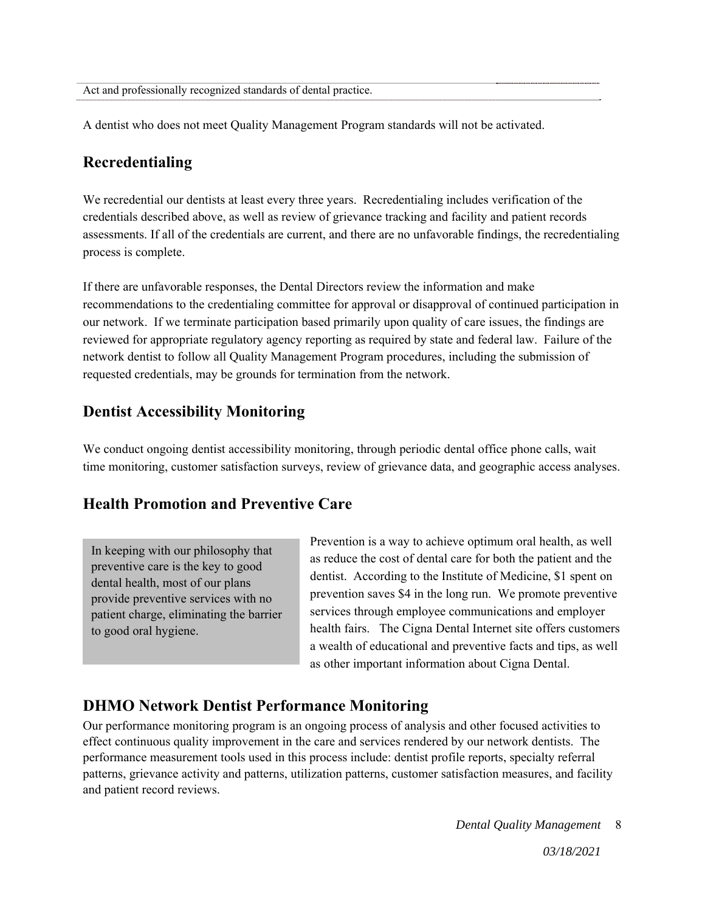Act and professionally recognized standards of dental practice.

A dentist who does not meet Quality Management Program standards will not be activated.

## Recredentialing

We recredential our dentists at least every three years. Recredentialing includes verification of the credentials described above, as well as review of grievance tracking and facility and patient records assessments. If all of the credentials are current, and there are no unfavorable findings, the recredentialing process is complete.

If there are unfavorable responses, the Dental Directors review the information and make recommendations to the credentialing committee for approval or disapproval of continued participation in our network. If we terminate participation based primarily upon quality of care issues, the findings are reviewed for appropriate regulatory agency reporting as required by state and federal law. Failure of the network dentist to follow all Quality Management Program procedures, including the submission of requested credentials, may be grounds for termination from the network.

## Dentist Accessibility Monitoring

We conduct ongoing dentist accessibility monitoring, through periodic dental office phone calls, wait time monitoring, customer satisfaction surveys, review of grievance data, and geographic access analyses.

## Health Promotion and Preventive Care

> In keeping with our philosophy that preventive care is the key to good dental health, most of our plans provide preventive services with no patient charge, eliminating the barrier to good oral hygiene.

Prevention is a way to achieve optimum oral health, as well as reduce the cost of dental care for both the patient and the dentist. According to the Institute of Medicine, $1 spent on prevention saves $4 in the long run. We promote preventive services through employee communications and employer health fairs. The Cigna Dental Internet site offers customers a wealth of educational and preventive facts and tips, as well as other important information about Cigna Dental.

## DHMO Network Dentist Performance Monitoring

Our performance monitoring program is an ongoing process of analysis and other focused activities to effect continuous quality improvement in the care and services rendered by our network dentists. The performance measurement tools used in this process include: dentist profile reports, specialty referral patterns, grievance activity and patterns, utilization patterns, customer satisfaction measures, and facility and patient record reviews.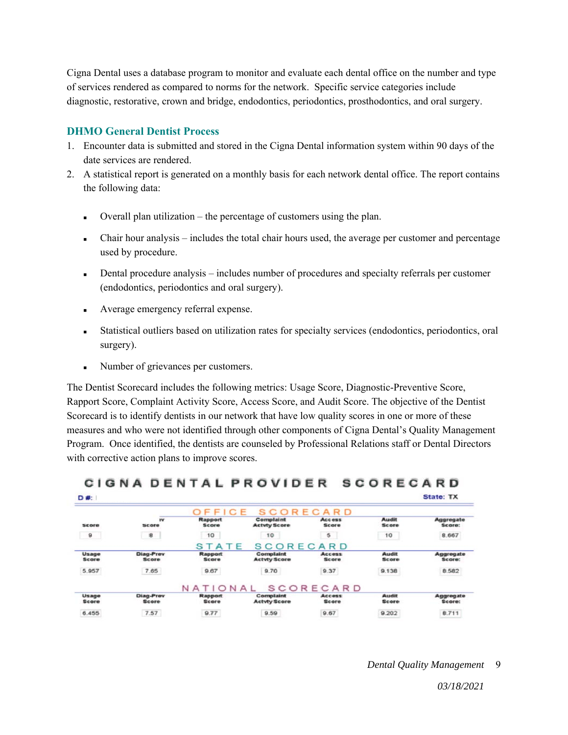Cigna Dental uses a database program to monitor and evaluate each dental office on the number and type of services rendered as compared to norms for the network. Specific service categories include diagnostic, restorative, crown and bridge, endodontics, periodontics, prosthodontics, and oral surgery.

## DHMO General Dentist Process

1. Encounter data is submitted and stored in the Cigna Dental information system within 90 days of the date services are rendered.
2. A statistical report is generated on a monthly basis for each network dental office. The report contains the following data:

   - Overall plan utilization – the percentage of customers using the plan.
   - Chair hour analysis – includes the total chair hours used, the average per customer and percentage used by procedure.
   - Dental procedure analysis – includes number of procedures and specialty referrals per customer (endodontics, periodontics and oral surgery).
   - Average emergency referral expense.
   - Statistical outliers based on utilization rates for specialty services (endodontics, periodontics, oral surgery).
   - Number of grievances per customers.

The Dentist Scorecard includes the following metrics: Usage Score, Diagnostic-Preventive Score, Rapport Score, Complaint Activity Score, Access Score, and Audit Score. The objective of the Dentist Scorecard is to identify dentists in our network that have low quality scores in one or more of these measures and who were not identified through other components of Cigna Dental's Quality Management Program. Once identified, the dentists are counseled by Professional Relations staff or Dental Directors with corrective action plans to improve scores.

**CIGNA DENTAL PROVIDER SCORECARD**

D #: | State: TX

**OFFICE SCORECARD**

| Score | Score | Rapport Score | Complaint Actvty Score | Access Score | Audit Score | Aggregate Score: |
|---|---|---|---|---|---|---|
| 9 | 8 | 10 | 10 | 5 | 10 | 8.667 |

**STATE SCORECARD**

| Usage Score | Diag-Prev Score | Rapport Score | Complaint Actvty Score | Access Score | Audit Score | Aggregate Score: |
|---|---|---|---|---|---|---|
| 5.957 | 7.65 | 9.67 | 9.70 | 9.37 | 9.138 | 8.582 |

**NATIONAL SCORECARD**

| Usage Score | Diag-Prev Score | Rapport Score | Complaint Actvty Score | Access Score | Audit Score | Aggregate Score: |
|---|---|---|---|---|---|---|
| 6.455 | 7.57 | 9.77 | 9.59 | 9.67 | 9.202 | 8.711 |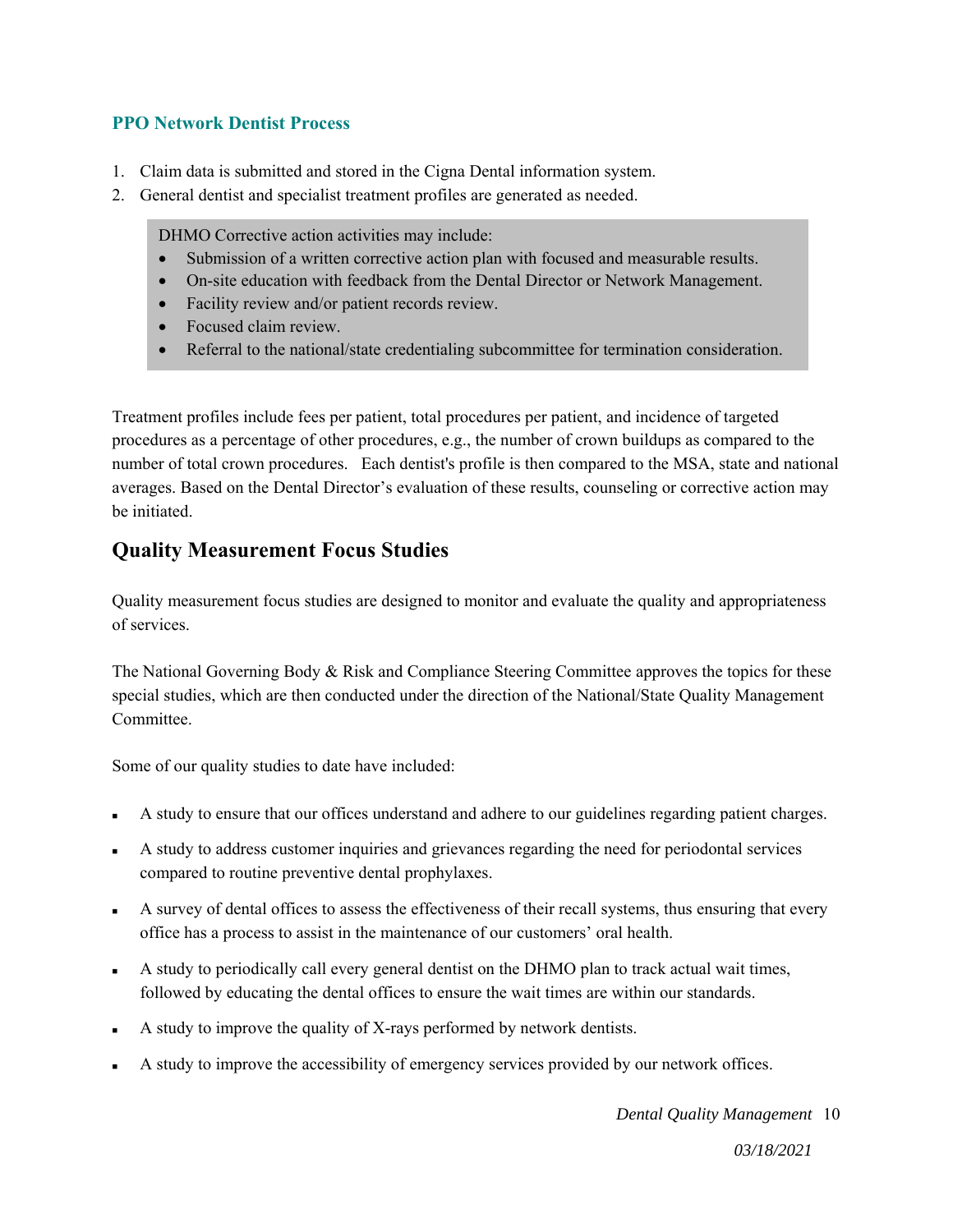### PPO Network Dentist Process

1. Claim data is submitted and stored in the Cigna Dental information system.
2. General dentist and specialist treatment profiles are generated as needed.

> DHMO Corrective action activities may include:
> - Submission of a written corrective action plan with focused and measurable results.
> - On-site education with feedback from the Dental Director or Network Management.
> - Facility review and/or patient records review.
> - Focused claim review.
> - Referral to the national/state credentialing subcommittee for termination consideration.

Treatment profiles include fees per patient, total procedures per patient, and incidence of targeted procedures as a percentage of other procedures, e.g., the number of crown buildups as compared to the number of total crown procedures. Each dentist's profile is then compared to the MSA, state and national averages. Based on the Dental Director's evaluation of these results, counseling or corrective action may be initiated.

## Quality Measurement Focus Studies

Quality measurement focus studies are designed to monitor and evaluate the quality and appropriateness of services.

The National Governing Body & Risk and Compliance Steering Committee approves the topics for these special studies, which are then conducted under the direction of the National/State Quality Management Committee.

Some of our quality studies to date have included:

- A study to ensure that our offices understand and adhere to our guidelines regarding patient charges.
- A study to address customer inquiries and grievances regarding the need for periodontal services compared to routine preventive dental prophylaxes.
- A survey of dental offices to assess the effectiveness of their recall systems, thus ensuring that every office has a process to assist in the maintenance of our customers' oral health.
- A study to periodically call every general dentist on the DHMO plan to track actual wait times, followed by educating the dental offices to ensure the wait times are within our standards.
- A study to improve the quality of X-rays performed by network dentists.
- A study to improve the accessibility of emergency services provided by our network offices.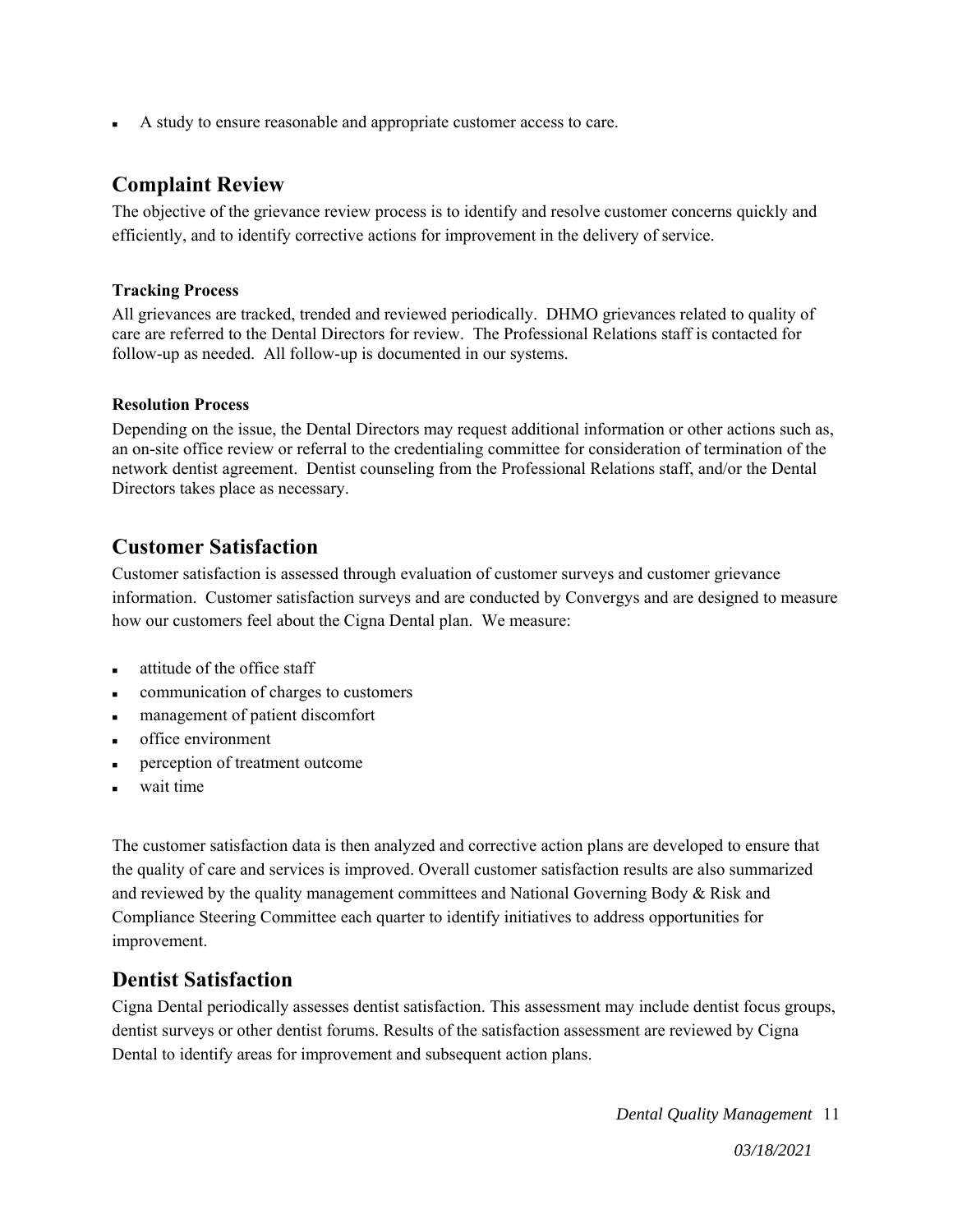- A study to ensure reasonable and appropriate customer access to care.

## Complaint Review

The objective of the grievance review process is to identify and resolve customer concerns quickly and efficiently, and to identify corrective actions for improvement in the delivery of service.

**Tracking Process**

All grievances are tracked, trended and reviewed periodically. DHMO grievances related to quality of care are referred to the Dental Directors for review. The Professional Relations staff is contacted for follow-up as needed. All follow-up is documented in our systems.

**Resolution Process**

Depending on the issue, the Dental Directors may request additional information or other actions such as, an on-site office review or referral to the credentialing committee for consideration of termination of the network dentist agreement. Dentist counseling from the Professional Relations staff, and/or the Dental Directors takes place as necessary.

## Customer Satisfaction

Customer satisfaction is assessed through evaluation of customer surveys and customer grievance information. Customer satisfaction surveys and are conducted by Convergys and are designed to measure how our customers feel about the Cigna Dental plan. We measure:

- attitude of the office staff
- communication of charges to customers
- management of patient discomfort
- office environment
- perception of treatment outcome
- wait time

The customer satisfaction data is then analyzed and corrective action plans are developed to ensure that the quality of care and services is improved. Overall customer satisfaction results are also summarized and reviewed by the quality management committees and National Governing Body & Risk and Compliance Steering Committee each quarter to identify initiatives to address opportunities for improvement.

## Dentist Satisfaction

Cigna Dental periodically assesses dentist satisfaction. This assessment may include dentist focus groups, dentist surveys or other dentist forums. Results of the satisfaction assessment are reviewed by Cigna Dental to identify areas for improvement and subsequent action plans.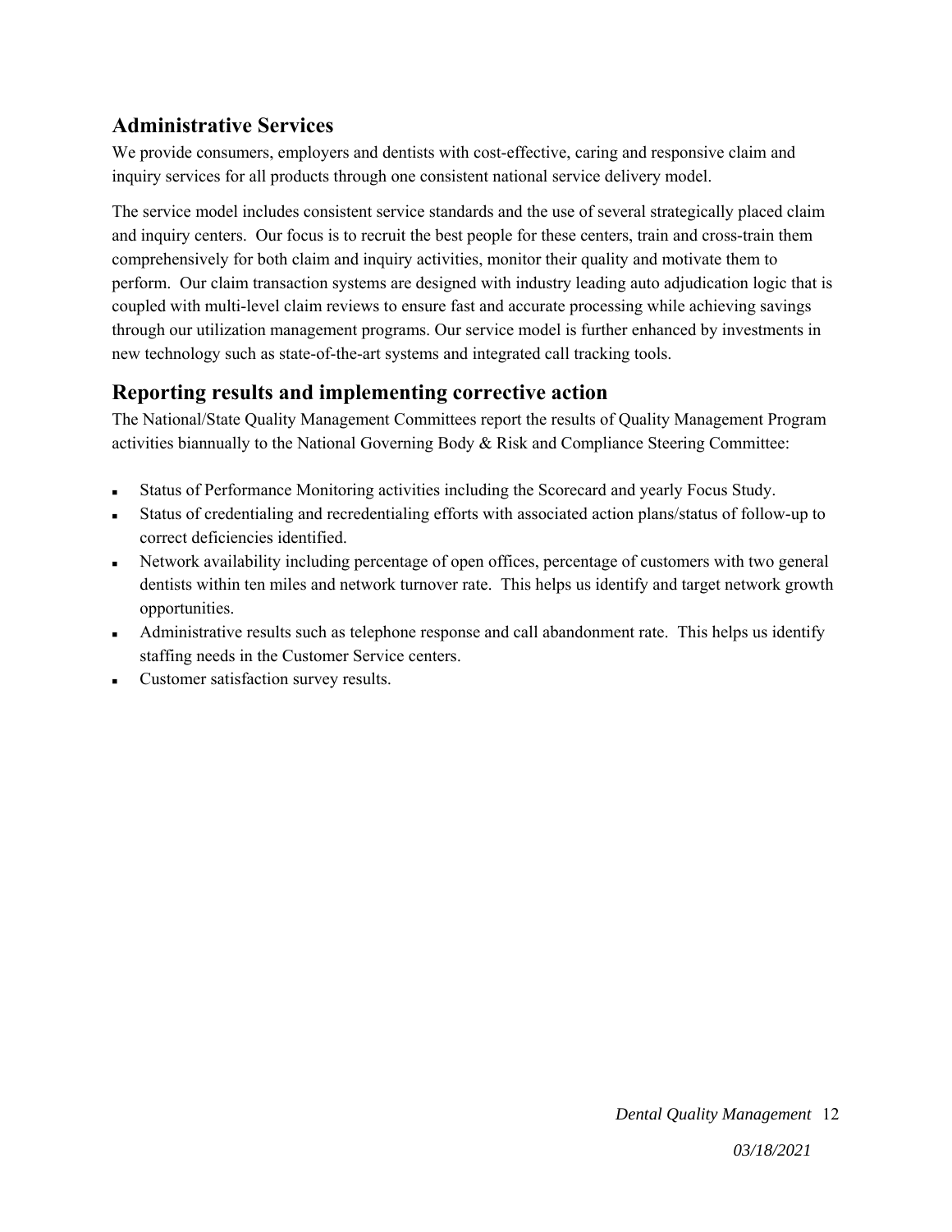## Administrative Services

We provide consumers, employers and dentists with cost-effective, caring and responsive claim and inquiry services for all products through one consistent national service delivery model.

The service model includes consistent service standards and the use of several strategically placed claim and inquiry centers. Our focus is to recruit the best people for these centers, train and cross-train them comprehensively for both claim and inquiry activities, monitor their quality and motivate them to perform. Our claim transaction systems are designed with industry leading auto adjudication logic that is coupled with multi-level claim reviews to ensure fast and accurate processing while achieving savings through our utilization management programs. Our service model is further enhanced by investments in new technology such as state-of-the-art systems and integrated call tracking tools.

## Reporting results and implementing corrective action

The National/State Quality Management Committees report the results of Quality Management Program activities biannually to the National Governing Body & Risk and Compliance Steering Committee:

- Status of Performance Monitoring activities including the Scorecard and yearly Focus Study.
- Status of credentialing and recredentialing efforts with associated action plans/status of follow-up to correct deficiencies identified.
- Network availability including percentage of open offices, percentage of customers with two general dentists within ten miles and network turnover rate. This helps us identify and target network growth opportunities.
- Administrative results such as telephone response and call abandonment rate. This helps us identify staffing needs in the Customer Service centers.
- Customer satisfaction survey results.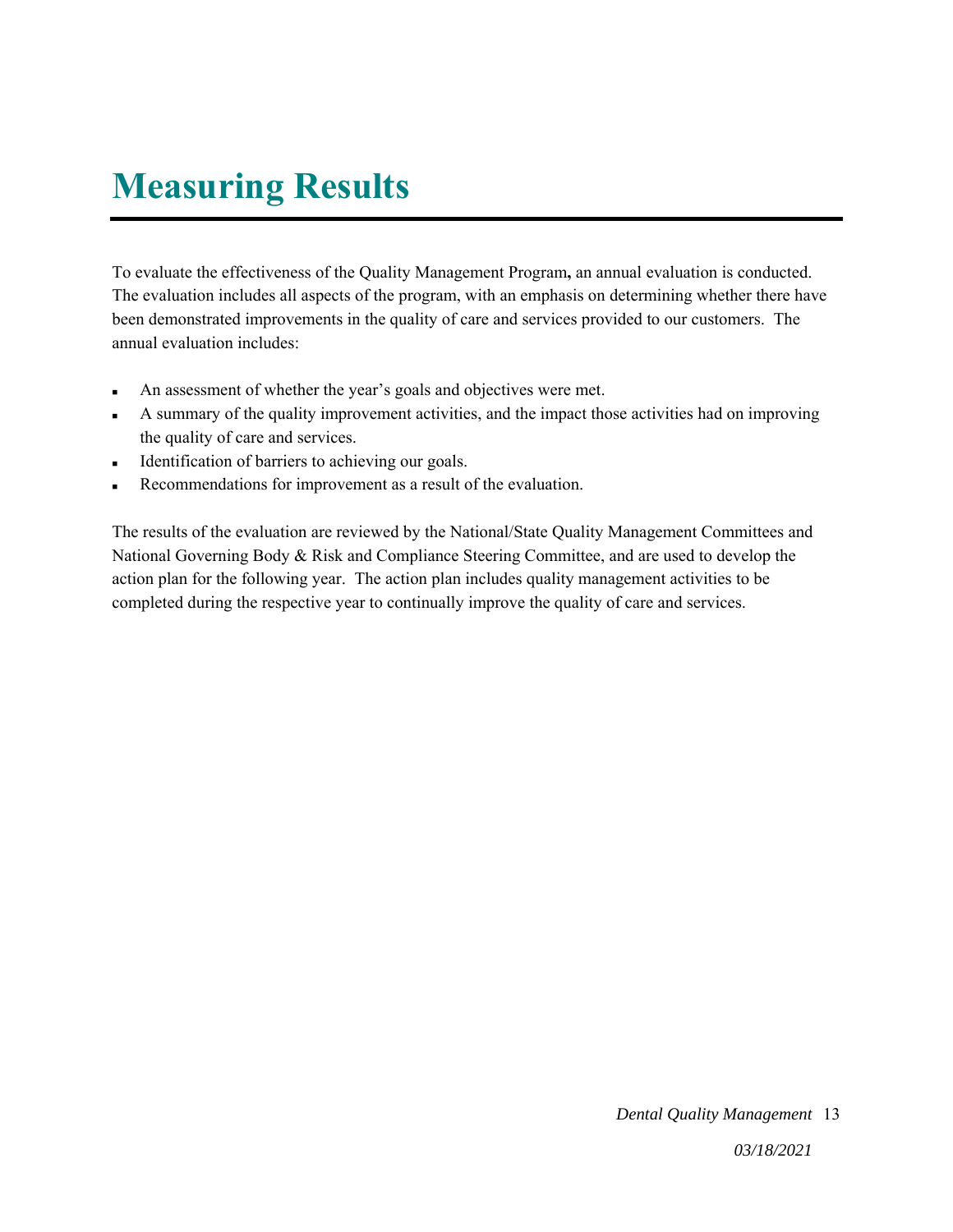# Measuring Results

To evaluate the effectiveness of the Quality Management Program**,** an annual evaluation is conducted. The evaluation includes all aspects of the program, with an emphasis on determining whether there have been demonstrated improvements in the quality of care and services provided to our customers. The annual evaluation includes:

- An assessment of whether the year's goals and objectives were met.
- A summary of the quality improvement activities, and the impact those activities had on improving the quality of care and services.
- Identification of barriers to achieving our goals.
- Recommendations for improvement as a result of the evaluation.

The results of the evaluation are reviewed by the National/State Quality Management Committees and National Governing Body & Risk and Compliance Steering Committee, and are used to develop the action plan for the following year. The action plan includes quality management activities to be completed during the respective year to continually improve the quality of care and services.